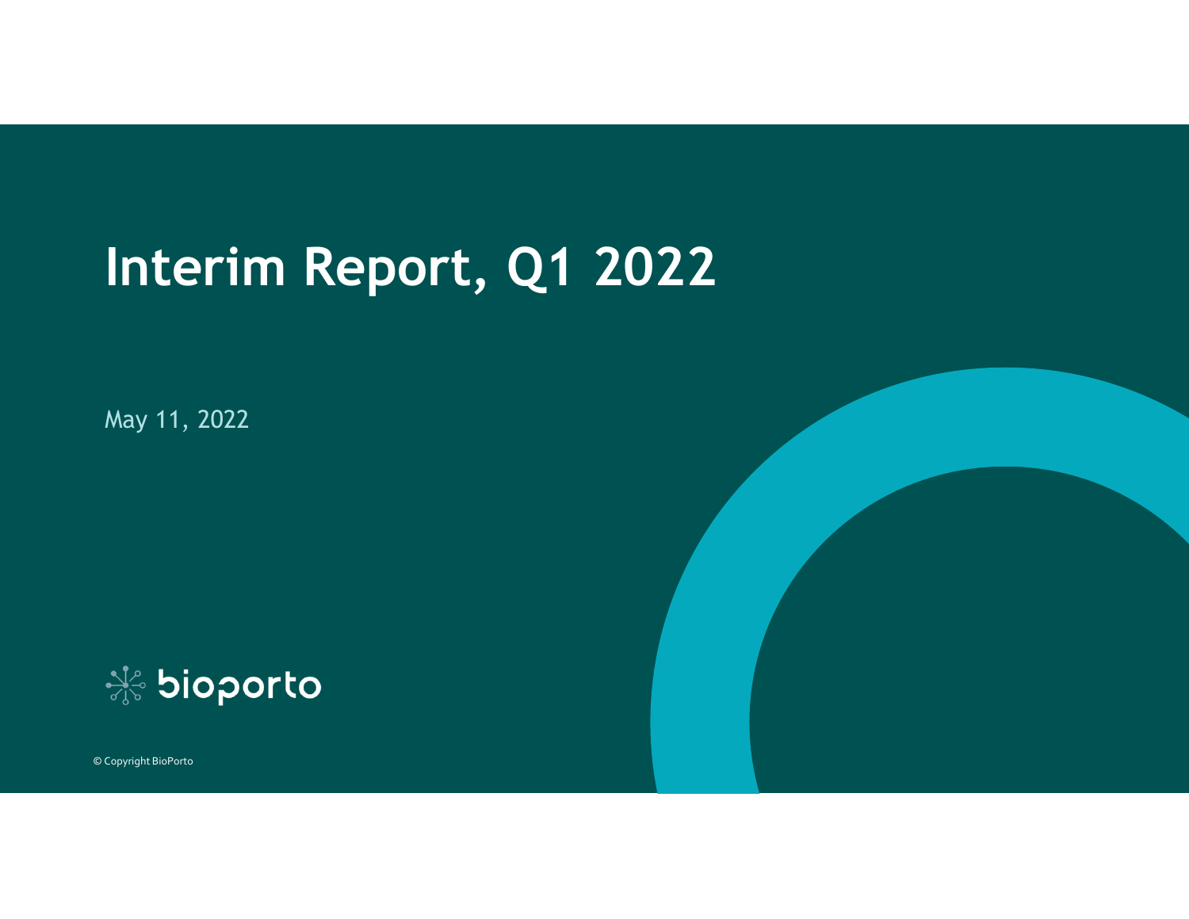# Interim Report, Q1 2022

May 11, 2022

bioporto

© Copyright BioPorto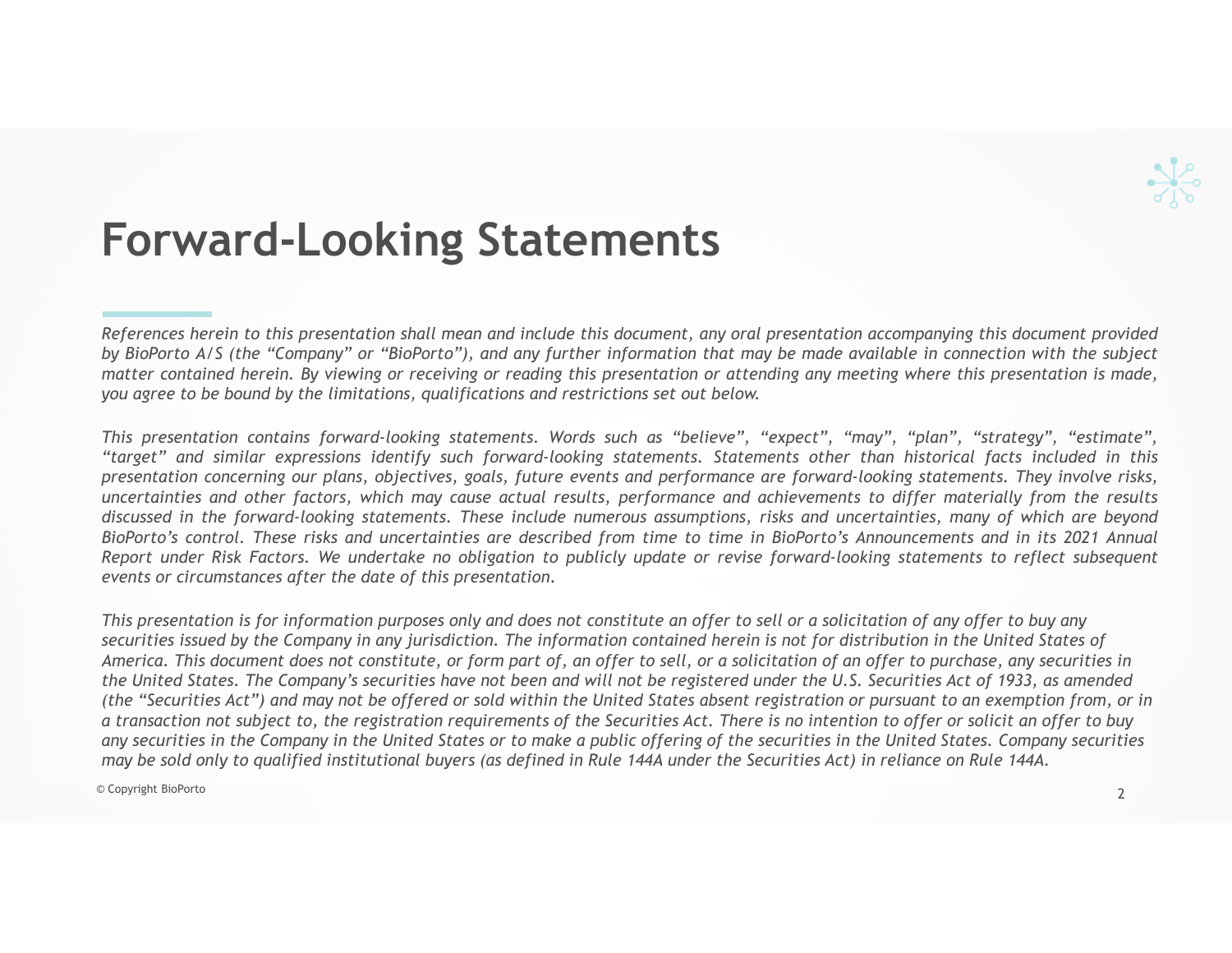# Forward-Looking Statements

*References herein to this presentation shall mean and include this document, any oral presentation accompanying this document provided by BioPorto A/S (the "Company" or "BioPorto"), and any further information that may be made available in connection with the subject matter contained herein. By viewing or receiving or reading this presentation or attending any meeting where this presentation is made, you agree to be bound by the limitations, qualifications and restrictions set out below.*

*This presentation contains forward-looking statements. Words such as "believe", "expect", "may", "plan", "strategy", "estimate", "target" and similar expressions identify such forward-looking statements. Statements other than historical facts included in this presentation concerning our plans, objectives, goals, future events and performance are forward-looking statements. They involve risks, uncertainties and other factors, which may cause actual results, performance and achievements to differ materially from the results discussed in the forward-looking statements. These include numerous assumptions, risks and uncertainties, many of which are beyond BioPorto's control. These risks and uncertainties are described from time to time in BioPorto's Announcements and in its 2021 Annual Report under Risk Factors. We undertake no obligation to publicly update or revise forward-looking statements to reflect subsequent events or circumstances after the date of this presentation.*

*This presentation is for information purposes only and does not constitute an offer to sell or a solicitation of any offer to buy any securities issued by the Company in any jurisdiction. The information contained herein is not for distribution in the United States of America. This document does not constitute, or form part of, an offer to sell, or a solicitation of an offer to purchase, any securities in the United States. The Company's securities have not been and will not be registered under the U.S. Securities Act of 1933, as amended (the "Securities Act") and may not be offered or sold within the United States absent registration or pursuant to an exemption from, or in a transaction not subject to, the registration requirements of the Securities Act. There is no intention to offer or solicit an offer to buy any securities in the Company in the United States or to make a public offering of the securities in the United States. Company securities may be sold only to qualified institutional buyers (as defined in Rule 144A under the Securities Act) in reliance on Rule 144A.*

© Copyright BioPorto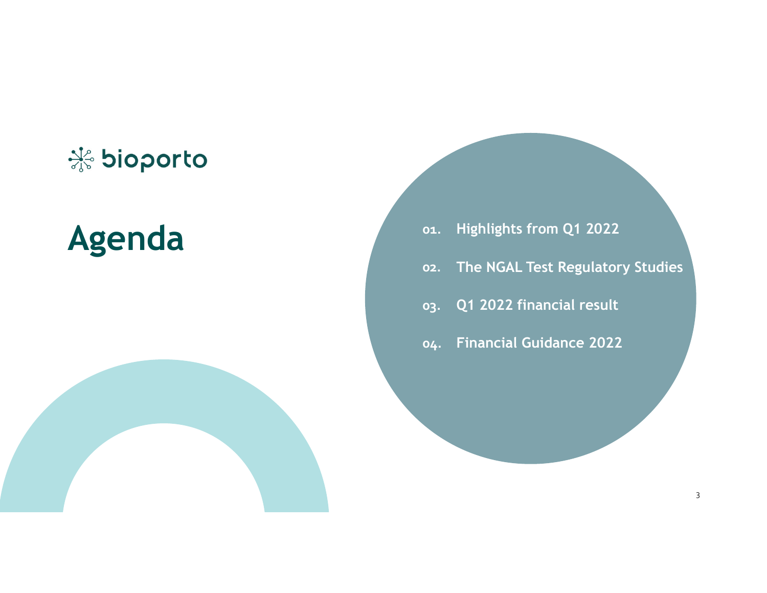bioporto

# Agenda

01. Highlights from Q1 2022
02. The NGAL Test Regulatory Studies
03. Q1 2022 financial result
04. Financial Guidance 2022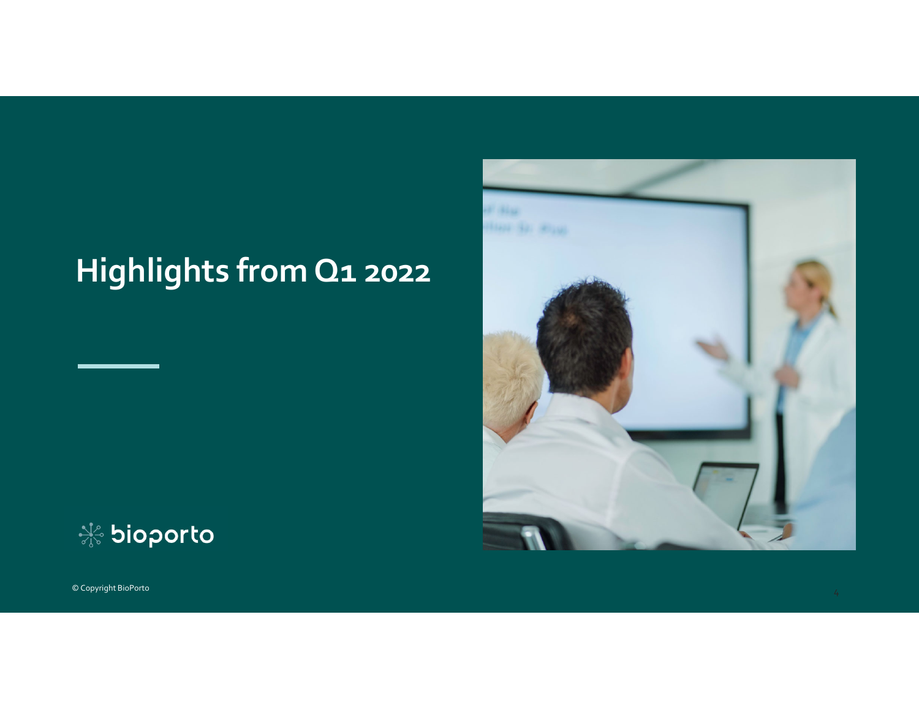# Highlights from Q1 2022

bioporto

© Copyright BioPorto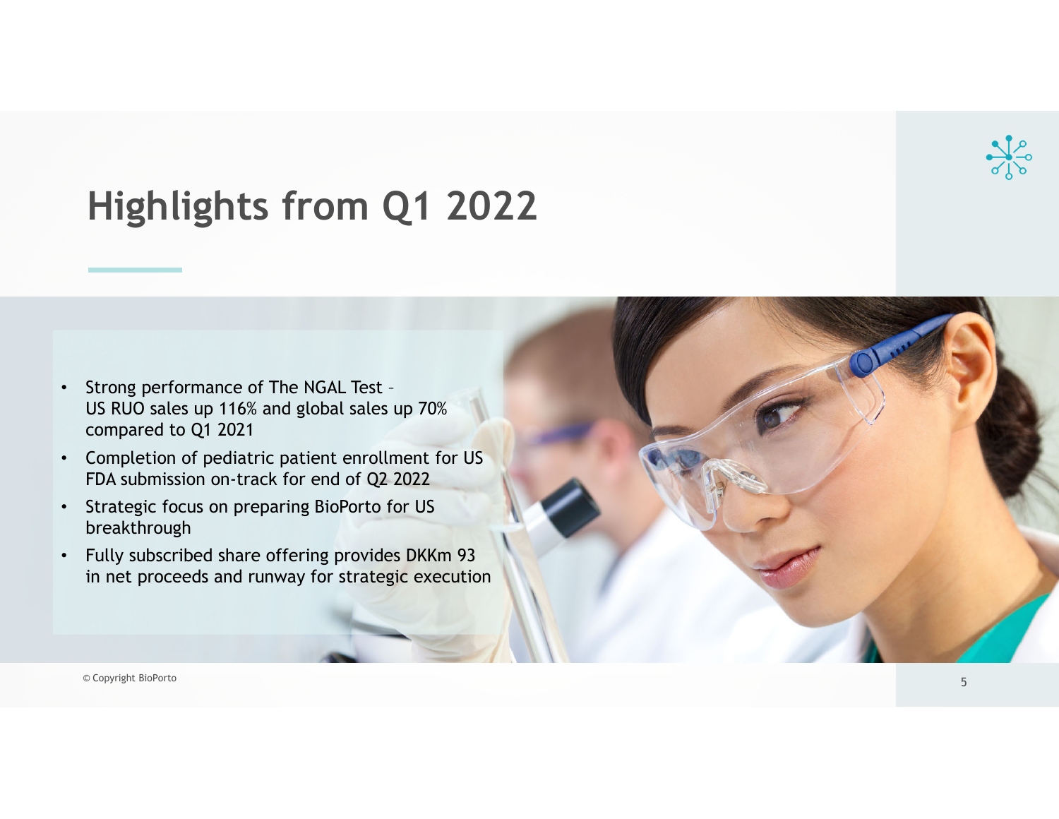# Highlights from Q1 2022

- Strong performance of The NGAL Test – US RUO sales up 116% and global sales up 70% compared to Q1 2021
- Completion of pediatric patient enrollment for US FDA submission on-track for end of Q2 2022
- Strategic focus on preparing BioPorto for US breakthrough
- Fully subscribed share offering provides DKKm 93 in net proceeds and runway for strategic execution

© Copyright BioPorto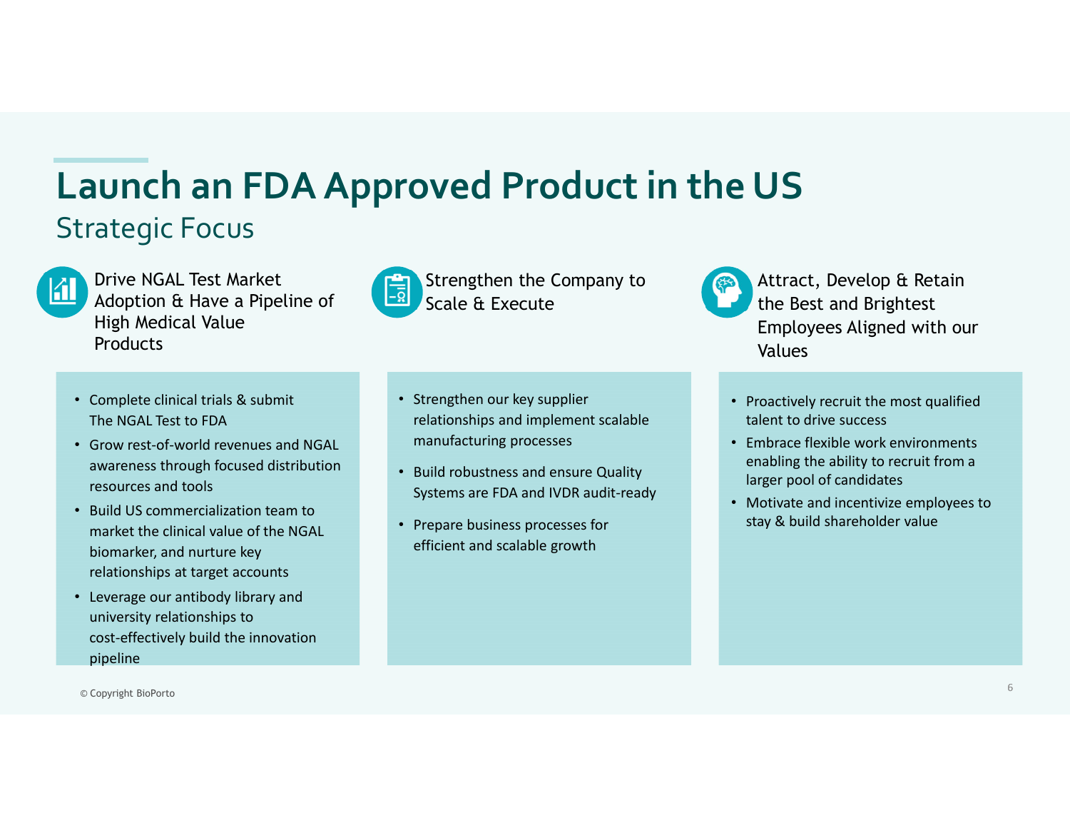# Launch an FDA Approved Product in the US

## Strategic Focus

### Drive NGAL Test Market Adoption & Have a Pipeline of High Medical Value Products

- Complete clinical trials & submit The NGAL Test to FDA
- Grow rest-of-world revenues and NGAL awareness through focused distribution resources and tools
- Build US commercialization team to market the clinical value of the NGAL biomarker, and nurture key relationships at target accounts
- Leverage our antibody library and university relationships to cost-effectively build the innovation pipeline

### Strengthen the Company to Scale & Execute

- Strengthen our key supplier relationships and implement scalable manufacturing processes
- Build robustness and ensure Quality Systems are FDA and IVDR audit-ready
- Prepare business processes for efficient and scalable growth

### Attract, Develop & Retain the Best and Brightest Employees Aligned with our Values

- Proactively recruit the most qualified talent to drive success
- Embrace flexible work environments enabling the ability to recruit from a larger pool of candidates
- Motivate and incentivize employees to stay & build shareholder value

© Copyright BioPorto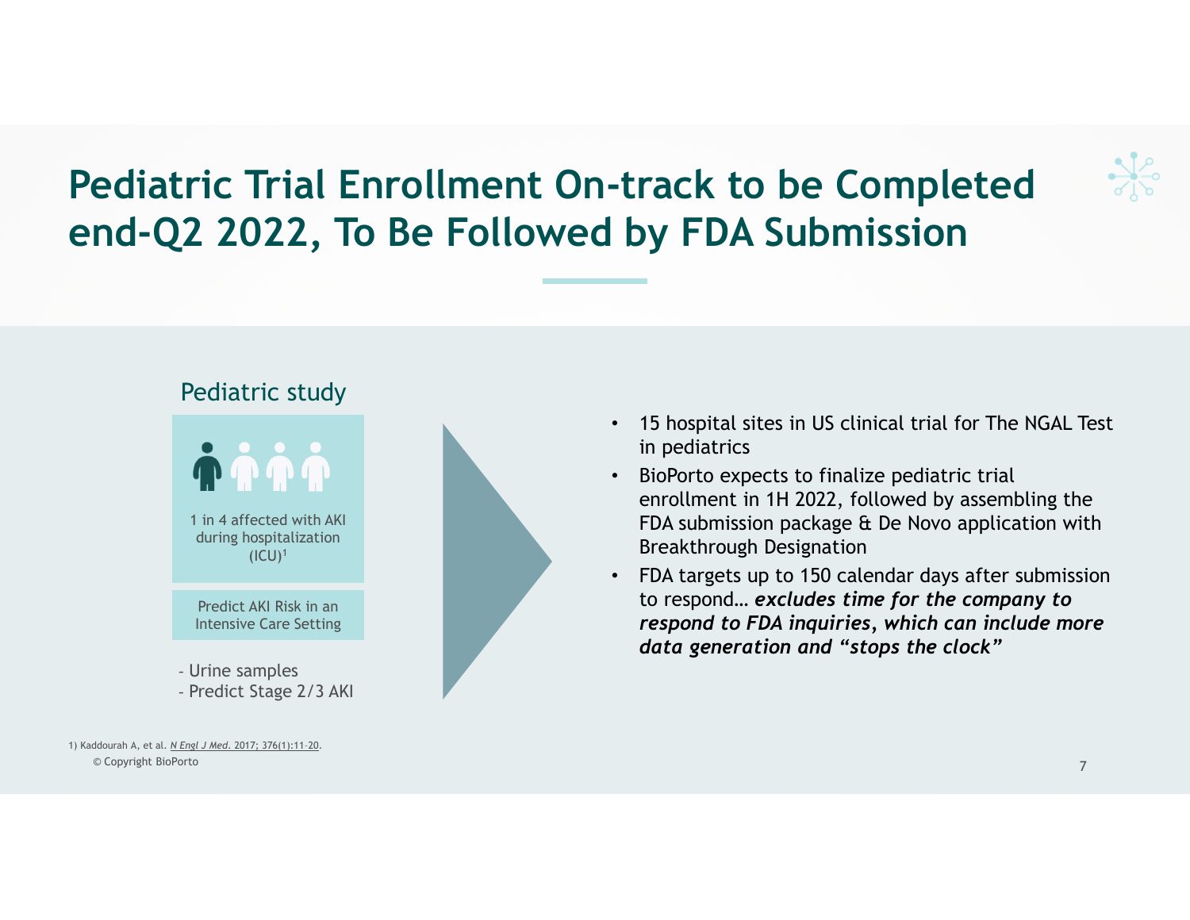# Pediatric Trial Enrollment On-track to be Completed end-Q2 2022, To Be Followed by FDA Submission

## Pediatric study

1 in 4 affected with AKI during hospitalization (ICU)[1]

Predict AKI Risk in an Intensive Care Setting

- Urine samples
- Predict Stage 2/3 AKI

- 15 hospital sites in US clinical trial for The NGAL Test in pediatrics
- BioPorto expects to finalize pediatric trial enrollment in 1H 2022, followed by assembling the FDA submission package & De Novo application with Breakthrough Designation
- FDA targets up to 150 calendar days after submission to respond… ***excludes time for the company to respond to FDA inquiries, which can include more data generation and "stops the clock"***

1) Kaddourah A, et al. *N Engl J Med*. 2017; 376(1):11-20.

© Copyright BioPorto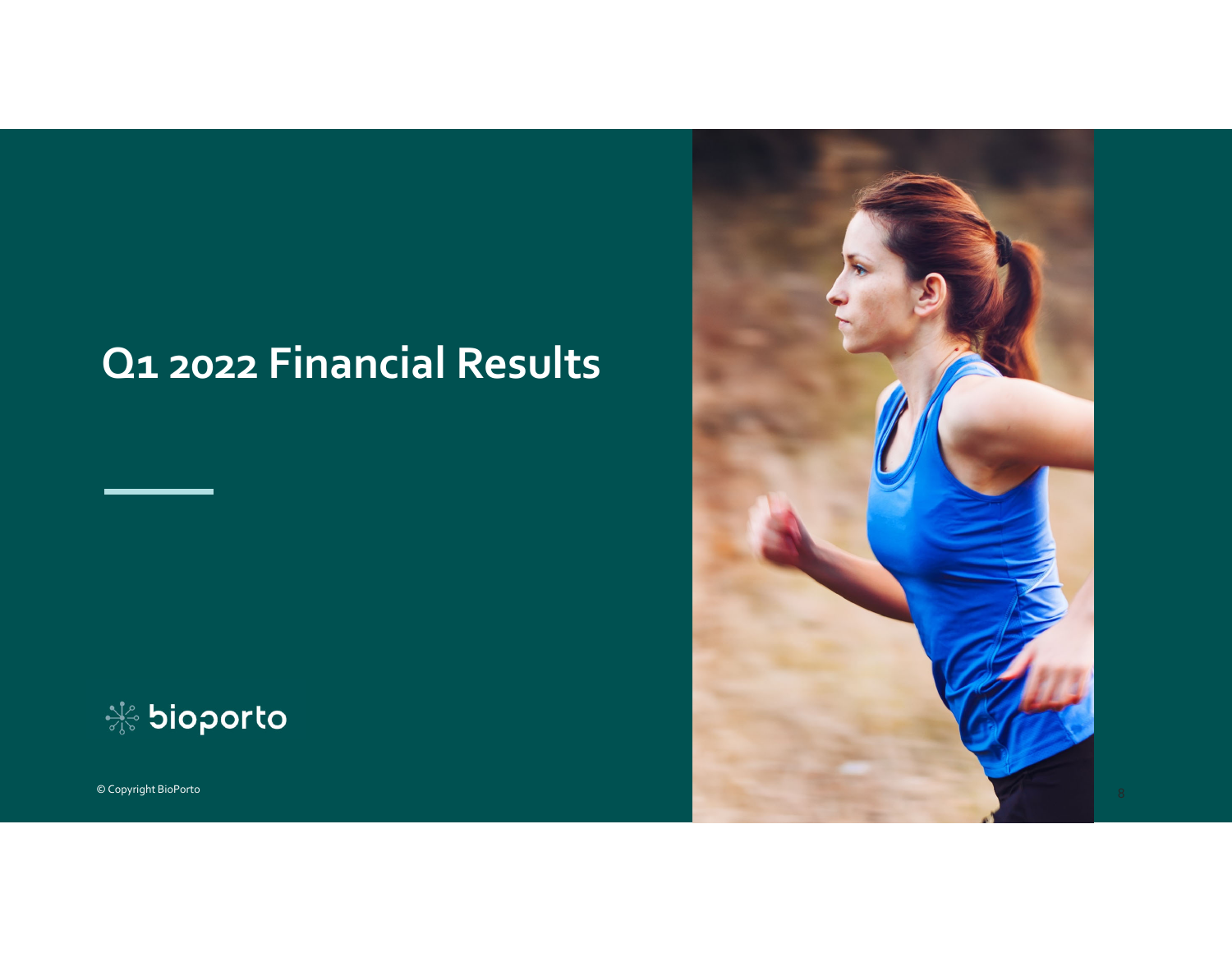# Q1 2022 Financial Results

bioporto

© Copyright BioPorto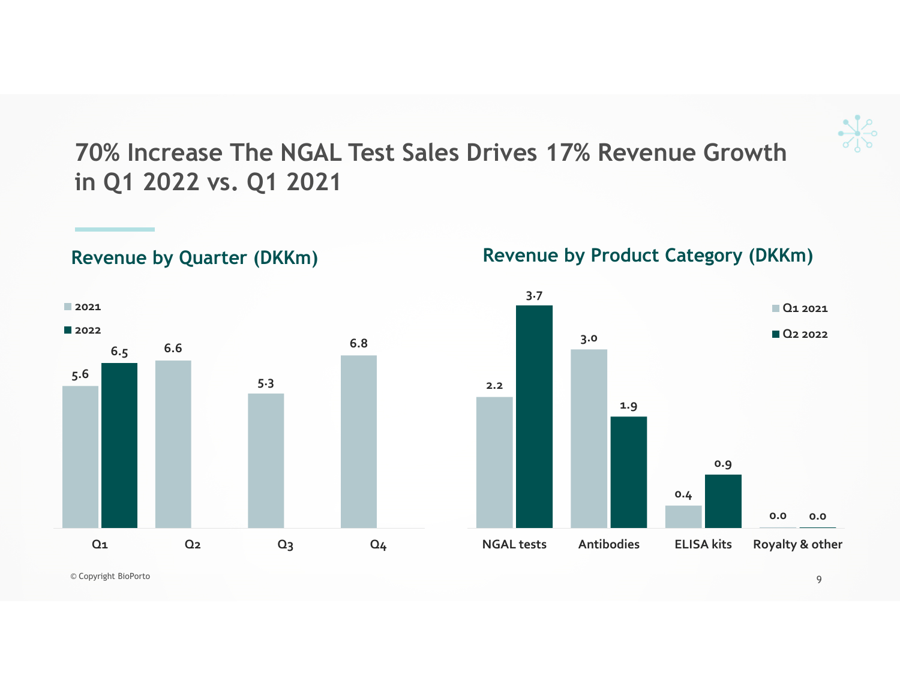# 70% Increase The NGAL Test Sales Drives 17% Revenue Growth in Q1 2022 vs. Q1 2021

## Revenue by Quarter (DKKm)

| Quarter | 2021 | 2022 |
|---|---|---|
| Q1 | 5.6 | 6.5 |
| Q2 | 6.6 | |
| Q3 | 5.3 | |
| Q4 | 6.8 | |

## Revenue by Product Category (DKKm)

| Category | Q1 2021 | Q2 2022 |
|---|---|---|
| NGAL tests | 2.2 | 3.7 |
| Antibodies | 3.0 | 1.9 |
| ELISA kits | 0.4 | 0.9 |
| Royalty & other | 0.0 | 0.0 |

© Copyright BioPorto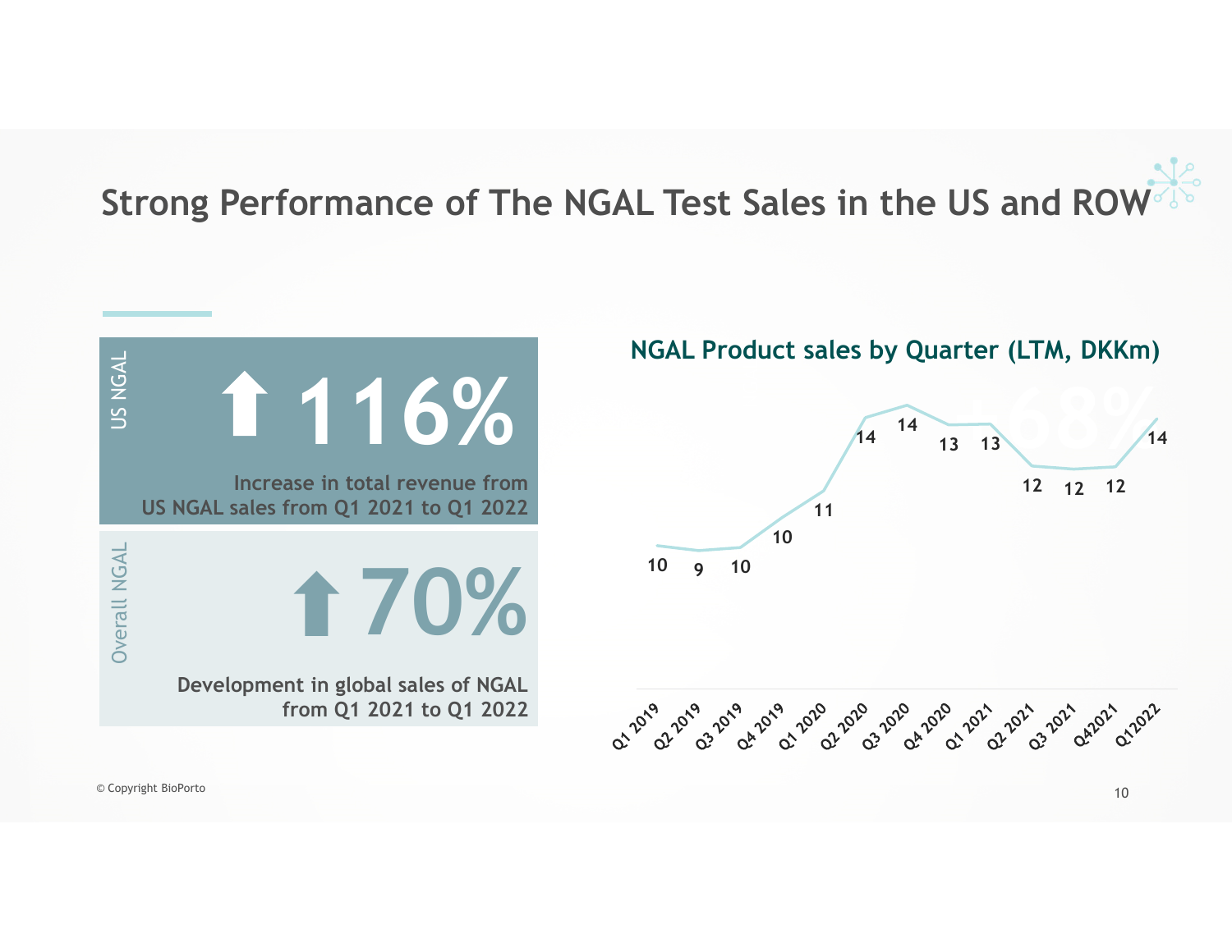# Strong Performance of The NGAL Test Sales in the US and ROW

**US NGAL**

**⬆ 116%**

**Increase in total revenue from US NGAL sales from Q1 2021 to Q1 2022**

**Overall NGAL**

**⬆ 70%**

**Development in global sales of NGAL from Q1 2021 to Q1 2022**

## NGAL Product sales by Quarter (LTM, DKKm)

| Quarter | Sales (DKKm) |
|---|---|
| Q1 2019 | 10 |
| Q2 2019 | 9 |
| Q3 2019 | 10 |
| Q4 2019 | 10 |
| Q1 2020 | 11 |
| Q2 2020 | 14 |
| Q3 2020 | 14 |
| Q4 2020 | 13 |
| Q1 2021 | 13 |
| Q2 2021 | 12 |
| Q3 2021 | 12 |
| Q42021 | 12 |
| Q12022 | 14 |

© Copyright BioPorto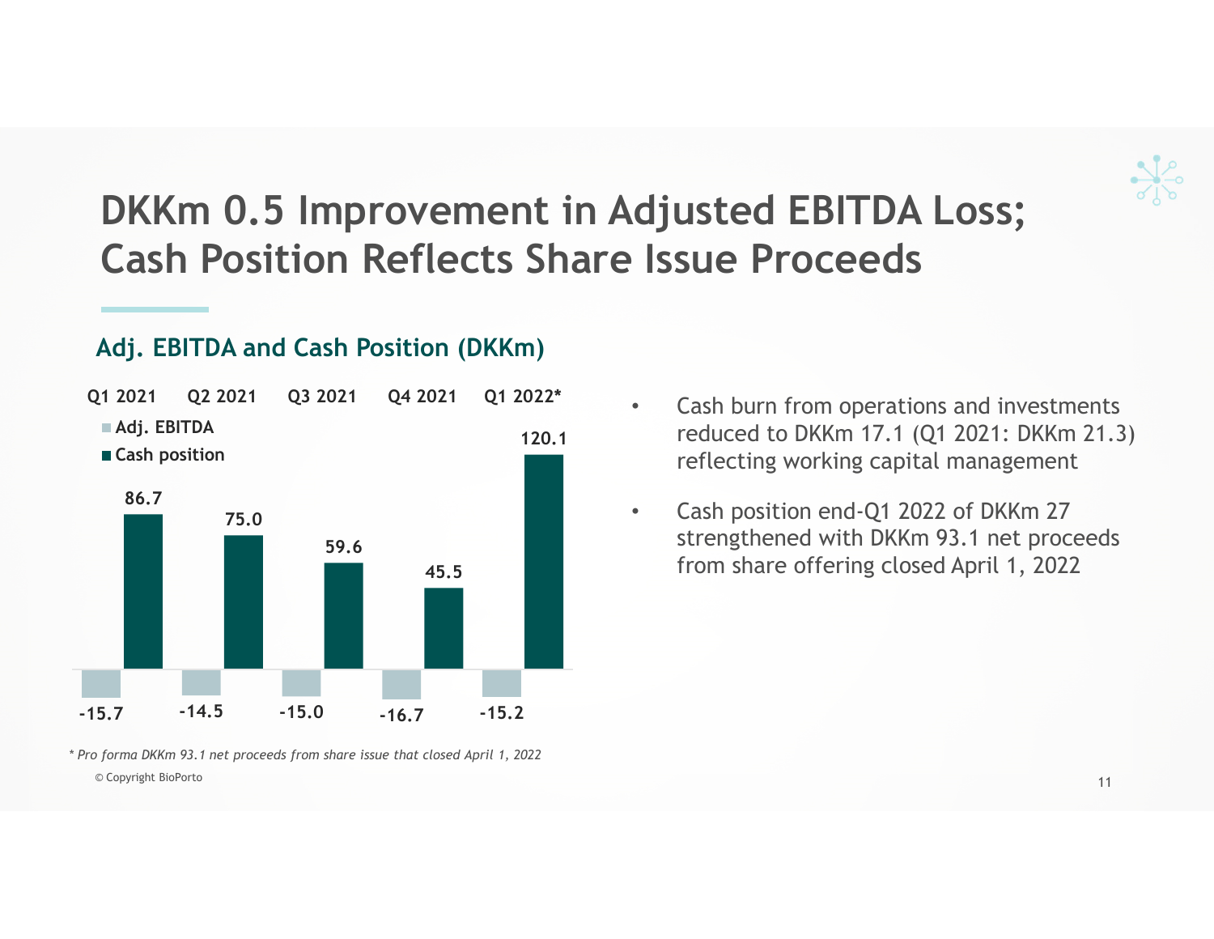# DKKm 0.5 Improvement in Adjusted EBITDA Loss; Cash Position Reflects Share Issue Proceeds

## Adj. EBITDA and Cash Position (DKKm)

| | Q1 2021 | Q2 2021 | Q3 2021 | Q4 2021 | Q1 2022* |
|---|---|---|---|---|---|
| Adj. EBITDA | -15.7 | -14.5 | -15.0 | -16.7 | -15.2 |
| Cash position | 86.7 | 75.0 | 59.6 | 45.5 | 120.1 |

- Cash burn from operations and investments reduced to DKKm 17.1 (Q1 2021: DKKm 21.3) reflecting working capital management
- Cash position end-Q1 2022 of DKKm 27 strengthened with DKKm 93.1 net proceeds from share offering closed April 1, 2022

*\* Pro forma DKKm 93.1 net proceeds from share issue that closed April 1, 2022*

© Copyright BioPorto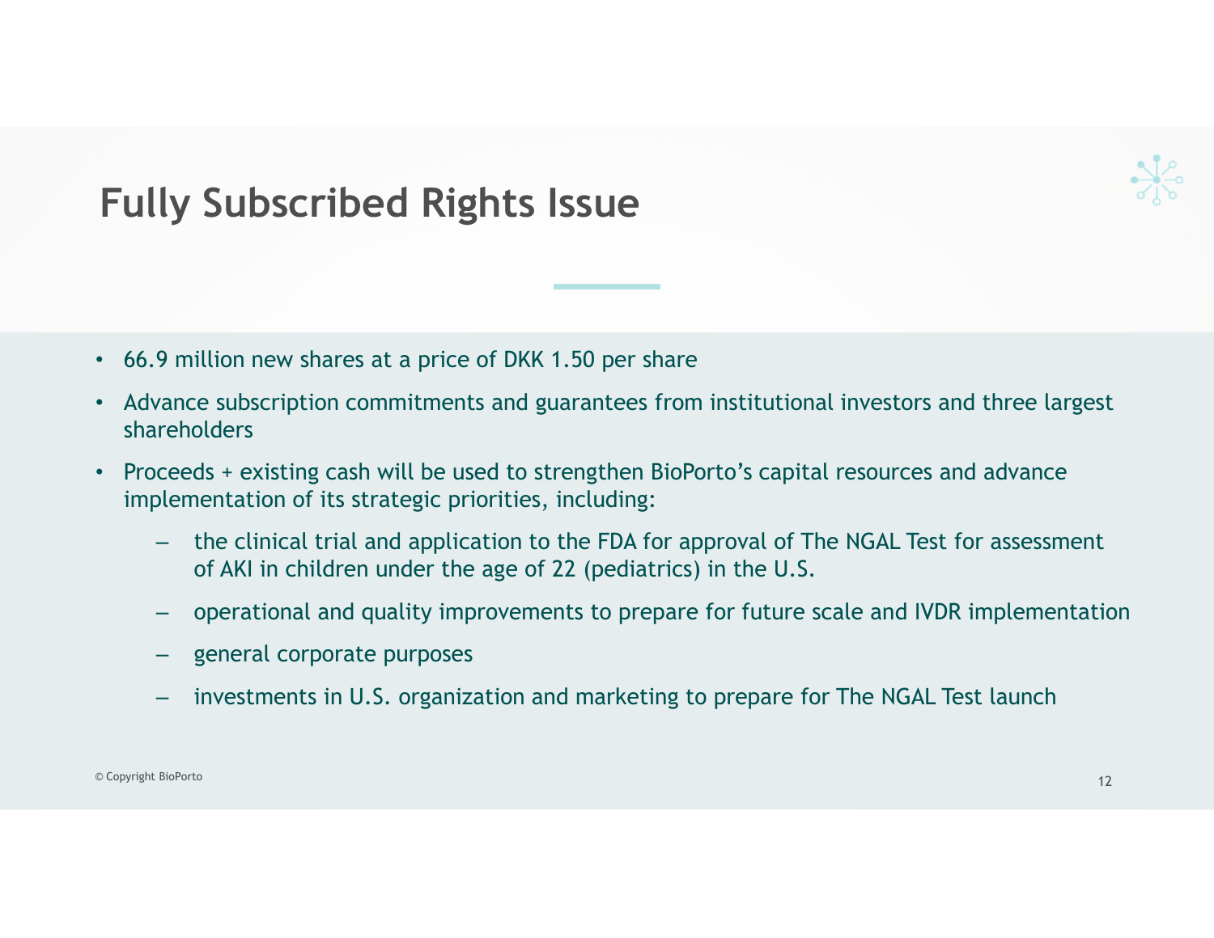# Fully Subscribed Rights Issue

- 66.9 million new shares at a price of DKK 1.50 per share
- Advance subscription commitments and guarantees from institutional investors and three largest shareholders
- Proceeds + existing cash will be used to strengthen BioPorto's capital resources and advance implementation of its strategic priorities, including:
  - the clinical trial and application to the FDA for approval of The NGAL Test for assessment of AKI in children under the age of 22 (pediatrics) in the U.S.
  - operational and quality improvements to prepare for future scale and IVDR implementation
  - general corporate purposes
  - investments in U.S. organization and marketing to prepare for The NGAL Test launch

© Copyright BioPorto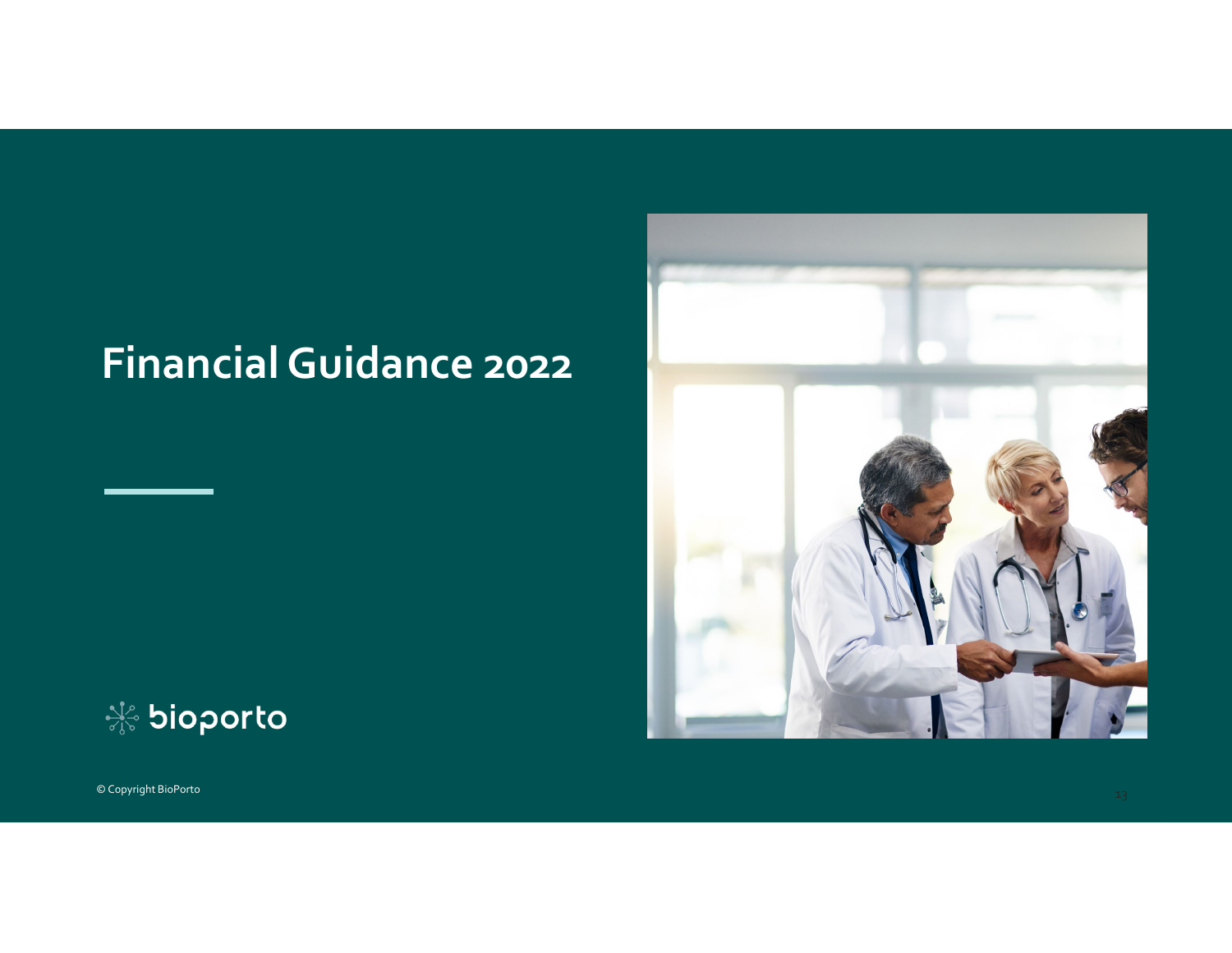# Financial Guidance 2022

bioporto

© Copyright BioPorto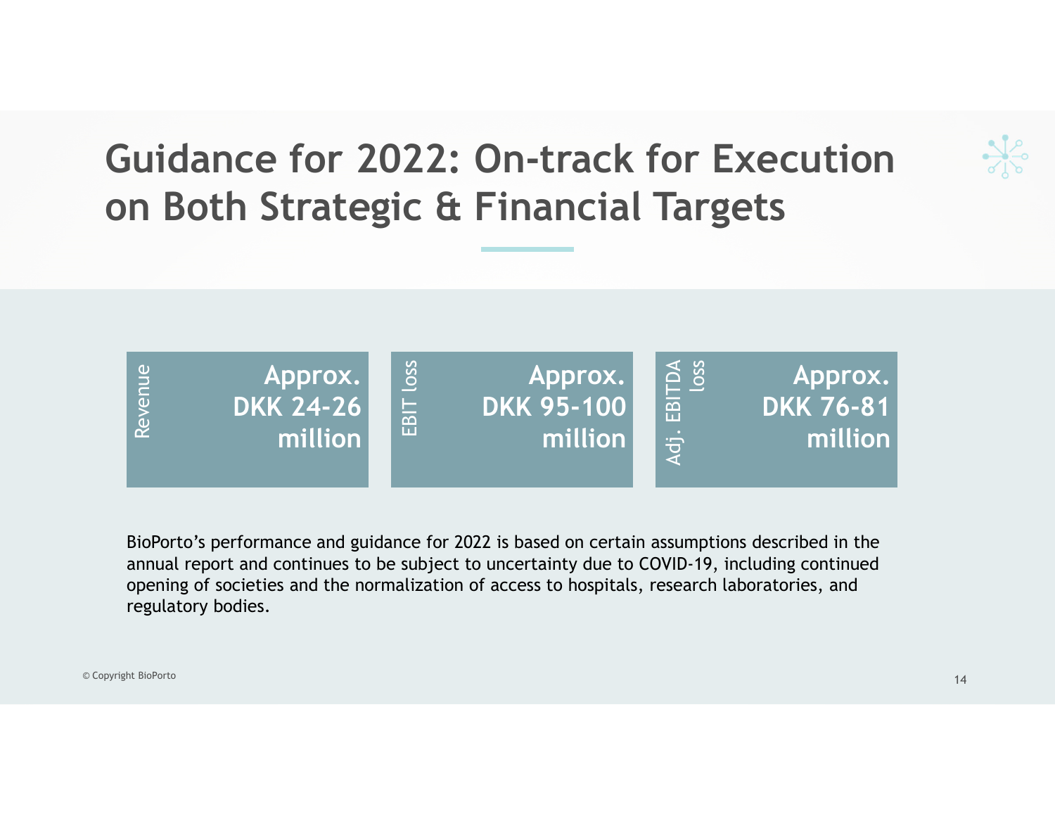# Guidance for 2022: On-track for Execution on Both Strategic & Financial Targets

| Revenue | EBIT loss | Adj. EBITDA loss |
|---|---|---|
| Approx. DKK 24-26 million | Approx. DKK 95-100 million | Approx. DKK 76-81 million |

BioPorto's performance and guidance for 2022 is based on certain assumptions described in the annual report and continues to be subject to uncertainty due to COVID-19, including continued opening of societies and the normalization of access to hospitals, research laboratories, and regulatory bodies.

© Copyright BioPorto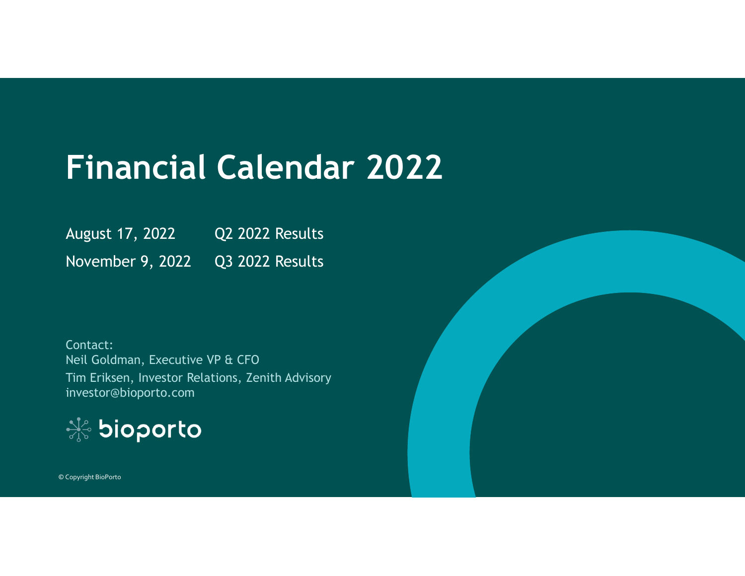# Financial Calendar 2022

| | |
|---|---|
| August 17, 2022 | Q2 2022 Results |
| November 9, 2022 | Q3 2022 Results |

Contact:
Neil Goldman, Executive VP & CFO
Tim Eriksen, Investor Relations, Zenith Advisory
investor@bioporto.com

bioporto

© Copyright BioPorto